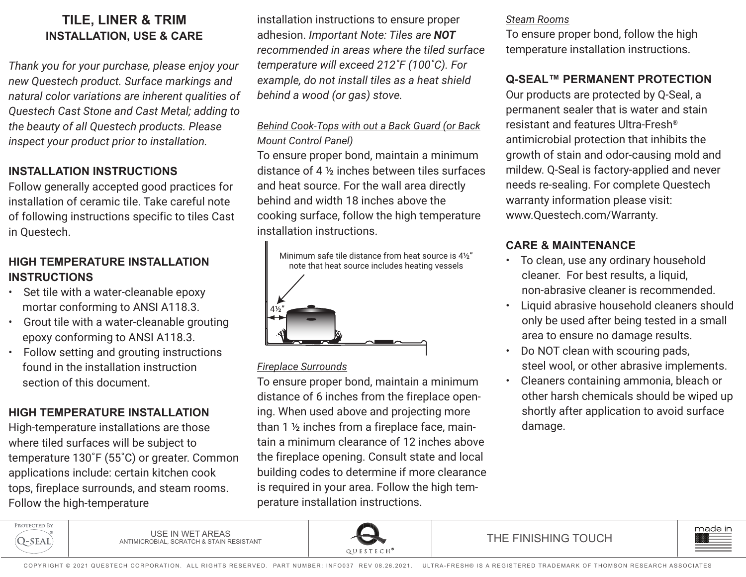# TILE, LINER & TRIM
## INSTALLATION, USE & CARE

*Thank you for your purchase, please enjoy your new Questech product. Surface markings and natural color variations are inherent qualities of Questech Cast Stone and Cast Metal; adding to the beauty of all Questech products. Please inspect your product prior to installation.*

### INSTALLATION INSTRUCTIONS

Follow generally accepted good practices for installation of ceramic tile. Take careful note of following instructions specific to tiles Cast in Questech.

### HIGH TEMPERATURE INSTALLATION INSTRUCTIONS

- Set tile with a water-cleanable epoxy mortar conforming to ANSI A118.3.
- Grout tile with a water-cleanable grouting epoxy conforming to ANSI A118.3.
- Follow setting and grouting instructions found in the installation instruction section of this document.

### HIGH TEMPERATURE INSTALLATION

High-temperature installations are those where tiled surfaces will be subject to temperature 130˚F (55˚C) or greater. Common applications include: certain kitchen cook tops, fireplace surrounds, and steam rooms. Follow the high-temperature installation instructions to ensure proper adhesion. *Important Note: Tiles are **NOT** recommended in areas where the tiled surface temperature will exceed 212˚F (100˚C). For example, do not install tiles as a heat shield behind a wood (or gas) stove.*

*Behind Cook-Tops with out a Back Guard (or Back Mount Control Panel)*

To ensure proper bond, maintain a minimum distance of 4 ½ inches between tiles surfaces and heat source. For the wall area directly behind and width 18 inches above the cooking surface, follow the high temperature installation instructions.

Minimum safe tile distance from heat source is 4½" note that heat source includes heating vessels

4½"

*Fireplace Surrounds*

To ensure proper bond, maintain a minimum distance of 6 inches from the fireplace opening. When used above and projecting more than 1 ½ inches from a fireplace face, maintain a minimum clearance of 12 inches above the fireplace opening. Consult state and local building codes to determine if more clearance is required in your area. Follow the high temperature installation instructions.

*Steam Rooms*

To ensure proper bond, follow the high temperature installation instructions.

### Q-SEAL™ PERMANENT PROTECTION

Our products are protected by Q-Seal, a permanent sealer that is water and stain resistant and features Ultra-Fresh® antimicrobial protection that inhibits the growth of stain and odor-causing mold and mildew. Q-Seal is factory-applied and never needs re-sealing. For complete Questech warranty information please visit: www.Questech.com/Warranty.

### CARE & MAINTENANCE

- To clean, use any ordinary household cleaner. For best results, a liquid, non-abrasive cleaner is recommended.
- Liquid abrasive household cleaners should only be used after being tested in a small area to ensure no damage results.
- Do NOT clean with scouring pads, steel wool, or other abrasive implements.
- Cleaners containing ammonia, bleach or other harsh chemicals should be wiped up shortly after application to avoid surface damage.

Protected By Q-SEAL® | USE IN WET AREAS — ANTIMICROBIAL, SCRATCH & STAIN RESISTANT | QUESTECH® | THE FINISHING TOUCH | made in

COPYRIGHT © 2021 QUESTECH CORPORATION. ALL RIGHTS RESERVED. PART NUMBER: INFO037 REV 08.26.2021. ULTRA-FRESH® IS A REGISTERED TRADEMARK OF THOMSON RESEARCH ASSOCIATES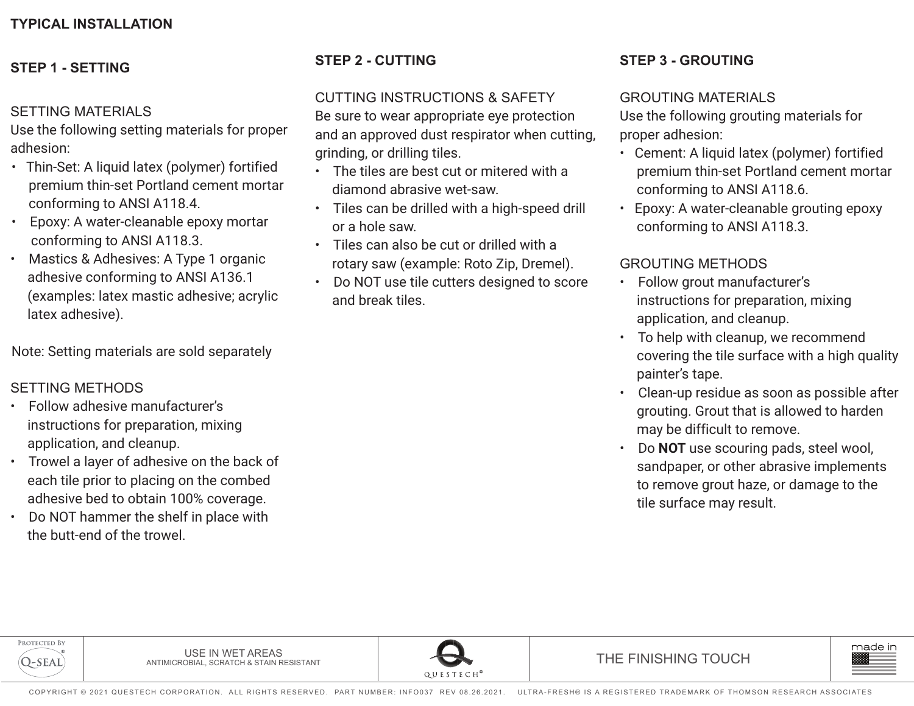# TYPICAL INSTALLATION

## STEP 1 - SETTING

### SETTING MATERIALS

Use the following setting materials for proper adhesion:

- Thin-Set: A liquid latex (polymer) fortified premium thin-set Portland cement mortar conforming to ANSI A118.4.
- Epoxy: A water-cleanable epoxy mortar conforming to ANSI A118.3.
- Mastics & Adhesives: A Type 1 organic adhesive conforming to ANSI A136.1 (examples: latex mastic adhesive; acrylic latex adhesive).

Note: Setting materials are sold separately

### SETTING METHODS

- Follow adhesive manufacturer's instructions for preparation, mixing application, and cleanup.
- Trowel a layer of adhesive on the back of each tile prior to placing on the combed adhesive bed to obtain 100% coverage.
- Do NOT hammer the shelf in place with the butt-end of the trowel.

## STEP 2 - CUTTING

### CUTTING INSTRUCTIONS & SAFETY

Be sure to wear appropriate eye protection and an approved dust respirator when cutting, grinding, or drilling tiles.

- The tiles are best cut or mitered with a diamond abrasive wet-saw.
- Tiles can be drilled with a high-speed drill or a hole saw.
- Tiles can also be cut or drilled with a rotary saw (example: Roto Zip, Dremel).
- Do NOT use tile cutters designed to score and break tiles.

## STEP 3 - GROUTING

### GROUTING MATERIALS

Use the following grouting materials for proper adhesion:

- Cement: A liquid latex (polymer) fortified premium thin-set Portland cement mortar conforming to ANSI A118.6.
- Epoxy: A water-cleanable grouting epoxy conforming to ANSI A118.3.

### GROUTING METHODS

- Follow grout manufacturer's instructions for preparation, mixing application, and cleanup.
- To help with cleanup, we recommend covering the tile surface with a high quality painter's tape.
- Clean-up residue as soon as possible after grouting. Grout that is allowed to harden may be difficult to remove.
- Do **NOT** use scouring pads, steel wool, sandpaper, or other abrasive implements to remove grout haze, or damage to the tile surface may result.

PROTECTED BY Q-SEAL® | USE IN WET AREAS — ANTIMICROBIAL, SCRATCH & STAIN RESISTANT | QUESTECH® | THE FINISHING TOUCH | made in

COPYRIGHT © 2021 QUESTECH CORPORATION. ALL RIGHTS RESERVED. PART NUMBER: INFO037 REV 08.26.2021. ULTRA-FRESH® IS A REGISTERED TRADEMARK OF THOMSON RESEARCH ASSOCIATES